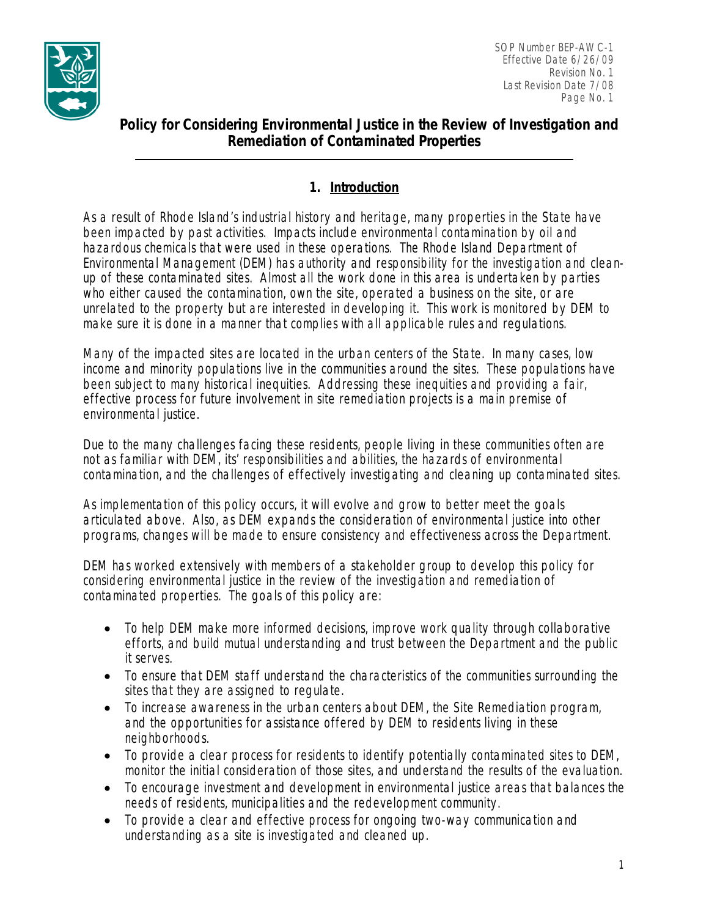SOP Number BEP-AWC-1
Effective Date 6/26/09
Revision No. 1
Last Revision Date 7/08
Page No. 1

# Policy for Considering Environmental Justice in the Review of Investigation and Remediation of Contaminated Properties

## 1. Introduction

As a result of Rhode Island's industrial history and heritage, many properties in the State have been impacted by past activities. Impacts include environmental contamination by oil and hazardous chemicals that were used in these operations. The Rhode Island Department of Environmental Management (DEM) has authority and responsibility for the investigation and clean-up of these contaminated sites. Almost all the work done in this area is undertaken by parties who either caused the contamination, own the site, operated a business on the site, or are unrelated to the property but are interested in developing it. This work is monitored by DEM to make sure it is done in a manner that complies with all applicable rules and regulations.

Many of the impacted sites are located in the urban centers of the State. In many cases, low income and minority populations live in the communities around the sites. These populations have been subject to many historical inequities. Addressing these inequities and providing a fair, effective process for future involvement in site remediation projects is a main premise of environmental justice.

Due to the many challenges facing these residents, people living in these communities often are not as familiar with DEM, its' responsibilities and abilities, the hazards of environmental contamination, and the challenges of effectively investigating and cleaning up contaminated sites.

As implementation of this policy occurs, it will evolve and grow to better meet the goals articulated above. Also, as DEM expands the consideration of environmental justice into other programs, changes will be made to ensure consistency and effectiveness across the Department.

DEM has worked extensively with members of a stakeholder group to develop this policy for considering environmental justice in the review of the investigation and remediation of contaminated properties. The goals of this policy are:

- To help DEM make more informed decisions, improve work quality through collaborative efforts, and build mutual understanding and trust between the Department and the public it serves.
- To ensure that DEM staff understand the characteristics of the communities surrounding the sites that they are assigned to regulate.
- To increase awareness in the urban centers about DEM, the Site Remediation program, and the opportunities for assistance offered by DEM to residents living in these neighborhoods.
- To provide a clear process for residents to identify potentially contaminated sites to DEM, monitor the initial consideration of those sites, and understand the results of the evaluation.
- To encourage investment and development in environmental justice areas that balances the needs of residents, municipalities and the redevelopment community.
- To provide a clear and effective process for ongoing two-way communication and understanding as a site is investigated and cleaned up.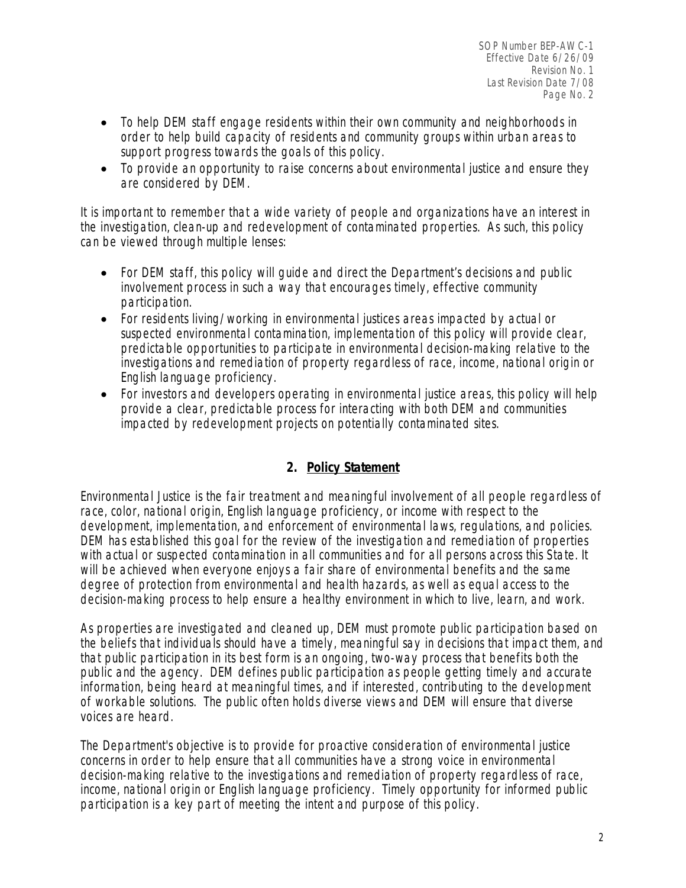- To help DEM staff engage residents within their own community and neighborhoods in order to help build capacity of residents and community groups within urban areas to support progress towards the goals of this policy.
- To provide an opportunity to raise concerns about environmental justice and ensure they are considered by DEM.

It is important to remember that a wide variety of people and organizations have an interest in the investigation, clean-up and redevelopment of contaminated properties. As such, this policy can be viewed through multiple lenses:

- For DEM staff, this policy will guide and direct the Department's decisions and public involvement process in such a way that encourages timely, effective community participation.
- For residents living/working in environmental justices areas impacted by actual or suspected environmental contamination, implementation of this policy will provide clear, predictable opportunities to participate in environmental decision-making relative to the investigations and remediation of property regardless of race, income, national origin or English language proficiency.
- For investors and developers operating in environmental justice areas, this policy will help provide a clear, predictable process for interacting with both DEM and communities impacted by redevelopment projects on potentially contaminated sites.

## 2. Policy Statement

Environmental Justice is the fair treatment and meaningful involvement of all people regardless of race, color, national origin, English language proficiency, or income with respect to the development, implementation, and enforcement of environmental laws, regulations, and policies. DEM has established this goal for the review of the investigation and remediation of properties with actual or suspected contamination in all communities and for all persons across this State. It will be achieved when everyone enjoys a fair share of environmental benefits and the same degree of protection from environmental and health hazards, as well as equal access to the decision-making process to help ensure a healthy environment in which to live, learn, and work.

As properties are investigated and cleaned up, DEM must promote public participation based on the beliefs that individuals should have a timely, meaningful say in decisions that impact them, and that public participation in its best form is an ongoing, two-way process that benefits both the public and the agency. DEM defines public participation as people getting timely and accurate information, being heard at meaningful times, and if interested, contributing to the development of workable solutions. The public often holds diverse views and DEM will ensure that diverse voices are heard.

The Department's objective is to provide for proactive consideration of environmental justice concerns in order to help ensure that all communities have a strong voice in environmental decision-making relative to the investigations and remediation of property regardless of race, income, national origin or English language proficiency. Timely opportunity for informed public participation is a key part of meeting the intent and purpose of this policy.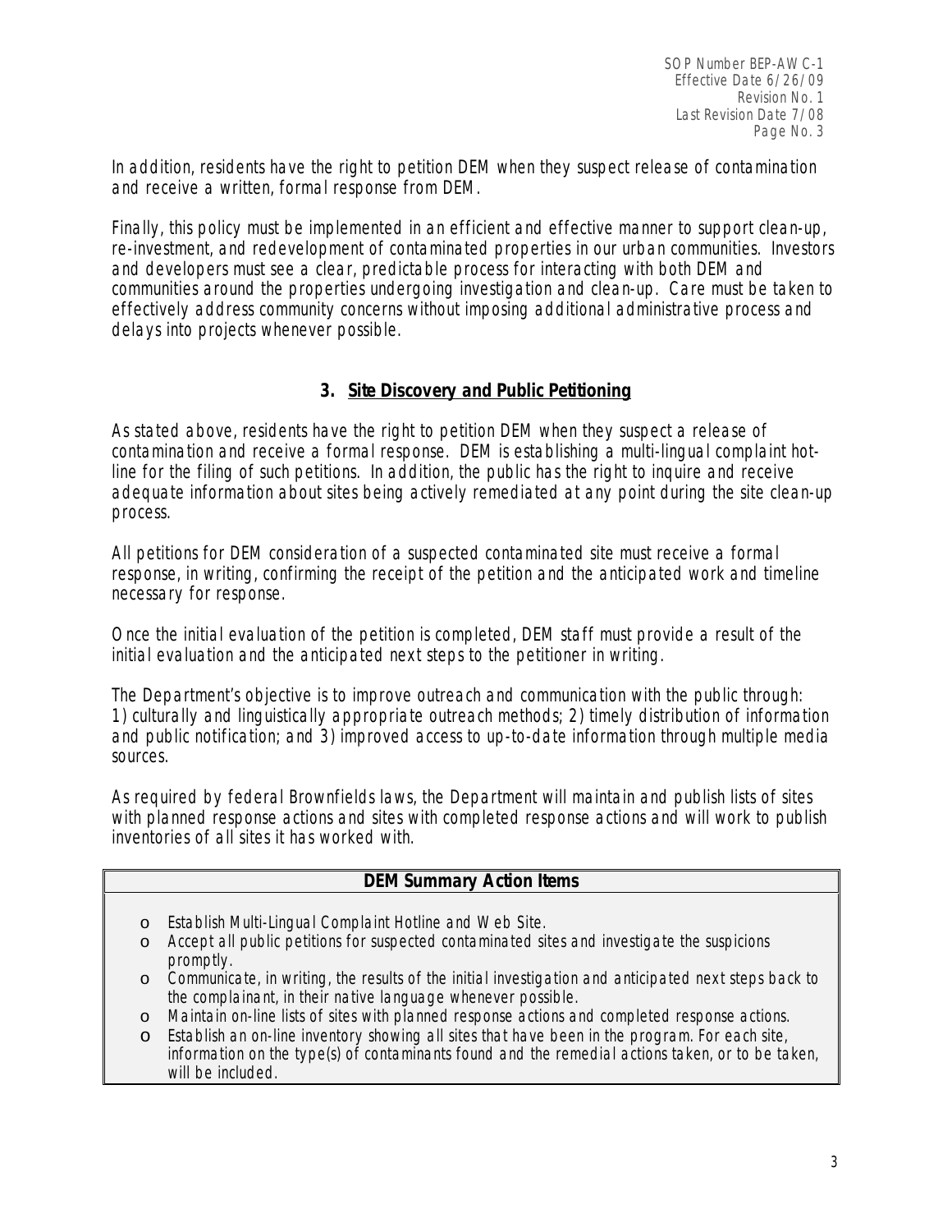In addition, residents have the right to petition DEM when they suspect release of contamination and receive a written, formal response from DEM.

Finally, this policy must be implemented in an efficient and effective manner to support clean-up, re-investment, and redevelopment of contaminated properties in our urban communities. Investors and developers must see a clear, predictable process for interacting with both DEM and communities around the properties undergoing investigation and clean-up. Care must be taken to effectively address community concerns without imposing additional administrative process and delays into projects whenever possible.

## 3. Site Discovery and Public Petitioning

As stated above, residents have the right to petition DEM when they suspect a release of contamination and receive a formal response. DEM is establishing a multi-lingual complaint hot-line for the filing of such petitions. In addition, the public has the right to inquire and receive adequate information about sites being actively remediated at any point during the site clean-up process.

All petitions for DEM consideration of a suspected contaminated site must receive a formal response, in writing, confirming the receipt of the petition and the anticipated work and timeline necessary for response.

Once the initial evaluation of the petition is completed, DEM staff must provide a result of the initial evaluation and the anticipated next steps to the petitioner in writing.

The Department's objective is to improve outreach and communication with the public through: 1) culturally and linguistically appropriate outreach methods; 2) timely distribution of information and public notification; and 3) improved access to up-to-date information through multiple media sources.

As required by federal Brownfields laws, the Department will maintain and publish lists of sites with planned response actions and sites with completed response actions and will work to publish inventories of all sites it has worked with.

| **DEM Summary Action Items** |
|---|
| o Establish Multi-Lingual Complaint Hotline and Web Site.<br>o Accept all public petitions for suspected contaminated sites and investigate the suspicions promptly.<br>o Communicate, in writing, the results of the initial investigation and anticipated next steps back to the complainant, in their native language whenever possible.<br>o Maintain on-line lists of sites with planned response actions and completed response actions.<br>o Establish an on-line inventory showing all sites that have been in the program. For each site, information on the type(s) of contaminants found and the remedial actions taken, or to be taken, will be included. |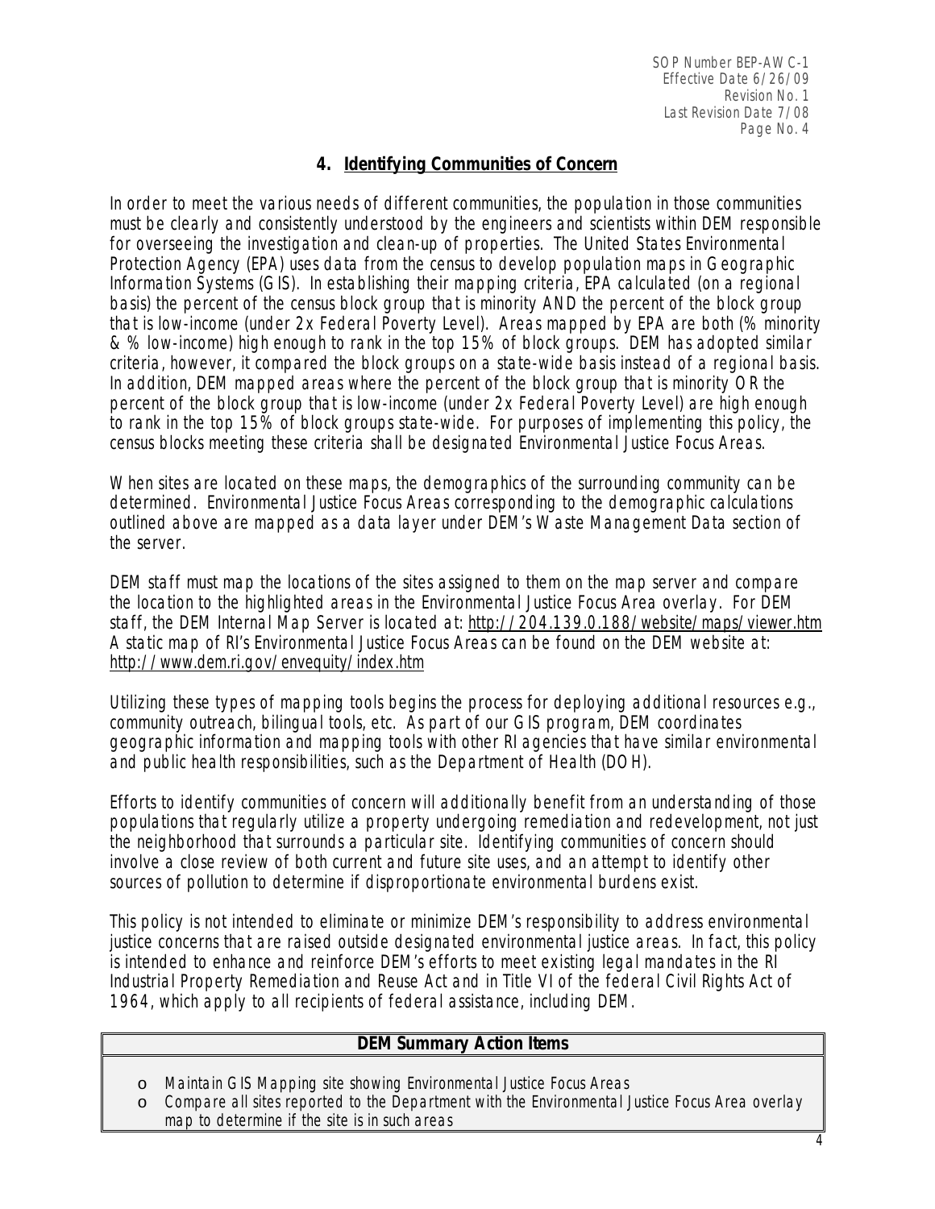## 4. Identifying Communities of Concern

In order to meet the various needs of different communities, the population in those communities must be clearly and consistently understood by the engineers and scientists within DEM responsible for overseeing the investigation and clean-up of properties. The United States Environmental Protection Agency (EPA) uses data from the census to develop population maps in Geographic Information Systems (GIS). In establishing their mapping criteria, EPA calculated (on a regional basis) the percent of the census block group that is minority AND the percent of the block group that is low-income (under 2x Federal Poverty Level). Areas mapped by EPA are both (% minority & % low-income) high enough to rank in the top 15% of block groups. DEM has adopted similar criteria, however, it compared the block groups on a state-wide basis instead of a regional basis. In addition, DEM mapped areas where the percent of the block group that is minority OR the percent of the block group that is low-income (under 2x Federal Poverty Level) are high enough to rank in the top 15% of block groups state-wide. For purposes of implementing this policy, the census blocks meeting these criteria shall be designated Environmental Justice Focus Areas.

When sites are located on these maps, the demographics of the surrounding community can be determined. Environmental Justice Focus Areas corresponding to the demographic calculations outlined above are mapped as a data layer under DEM's Waste Management Data section of the server.

DEM staff must map the locations of the sites assigned to them on the map server and compare the location to the highlighted areas in the Environmental Justice Focus Area overlay. For DEM staff, the DEM Internal Map Server is located at: http://204.139.0.188/website/maps/viewer.htm A static map of RI's Environmental Justice Focus Areas can be found on the DEM website at: http://www.dem.ri.gov/envequity/index.htm

Utilizing these types of mapping tools begins the process for deploying additional resources e.g., community outreach, bilingual tools, etc. As part of our GIS program, DEM coordinates geographic information and mapping tools with other RI agencies that have similar environmental and public health responsibilities, such as the Department of Health (DOH).

Efforts to identify communities of concern will additionally benefit from an understanding of those populations that regularly utilize a property undergoing remediation and redevelopment, not just the neighborhood that surrounds a particular site. Identifying communities of concern should involve a close review of both current and future site uses, and an attempt to identify other sources of pollution to determine if disproportionate environmental burdens exist.

This policy is not intended to eliminate or minimize DEM's responsibility to address environmental justice concerns that are raised outside designated environmental justice areas. In fact, this policy is intended to enhance and reinforce DEM's efforts to meet existing legal mandates in the RI Industrial Property Remediation and Reuse Act and in Title VI of the federal Civil Rights Act of 1964, which apply to all recipients of federal assistance, including DEM.

| **DEM Summary Action Items** |
| --- |
| o Maintain GIS Mapping site showing Environmental Justice Focus Areas<br>o Compare all sites reported to the Department with the Environmental Justice Focus Area overlay map to determine if the site is in such areas |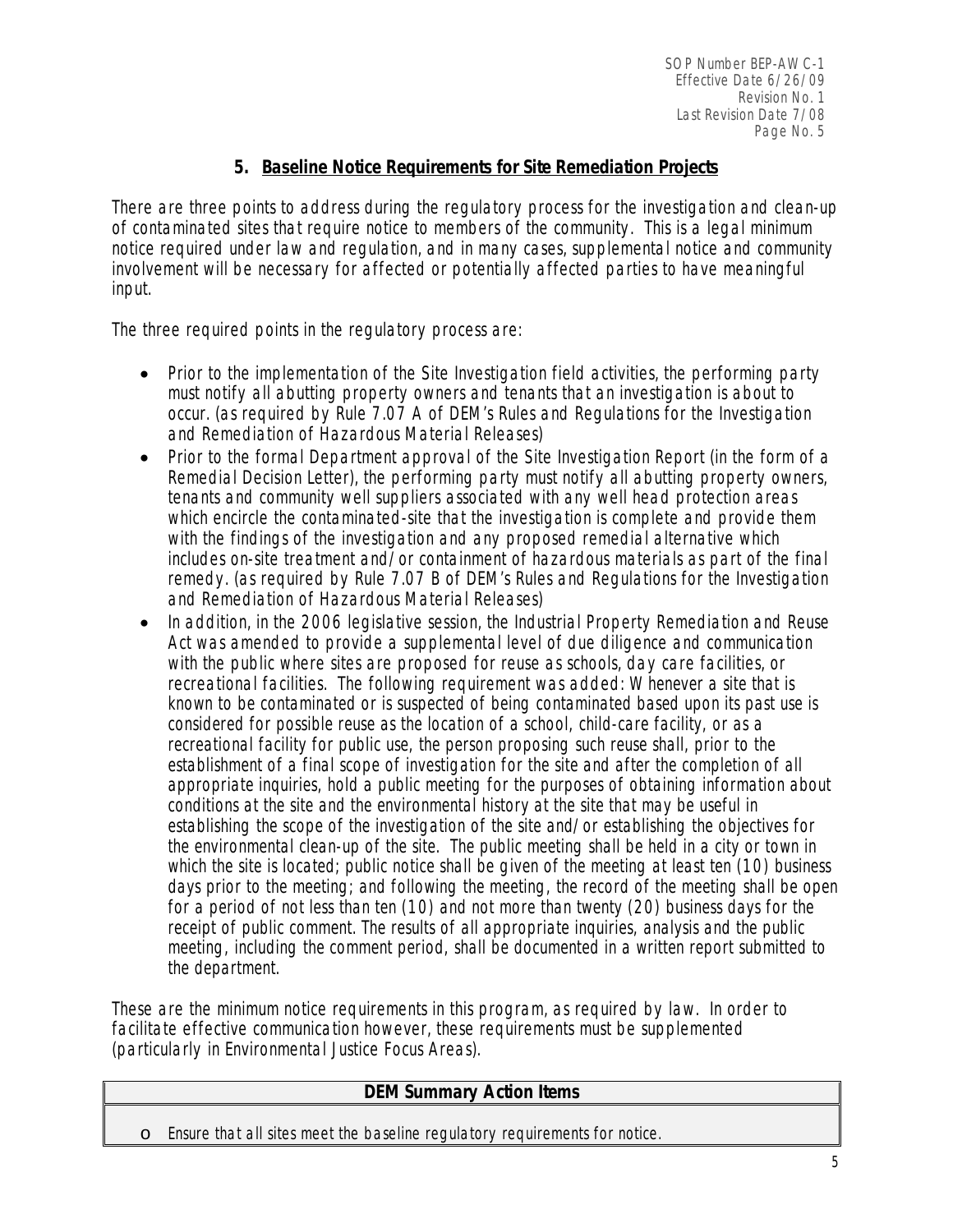## 5. Baseline Notice Requirements for Site Remediation Projects

There are three points to address during the regulatory process for the investigation and clean-up of contaminated sites that require notice to members of the community. This is a legal minimum notice required under law and regulation, and in many cases, supplemental notice and community involvement will be necessary for affected or potentially affected parties to have meaningful input.

The three required points in the regulatory process are:

- Prior to the implementation of the Site Investigation field activities, the performing party must notify all abutting property owners and tenants that an investigation is about to occur. (as required by Rule 7.07 A of DEM's Rules and Regulations for the Investigation and Remediation of Hazardous Material Releases)
- Prior to the formal Department approval of the Site Investigation Report (in the form of a Remedial Decision Letter), the performing party must notify all abutting property owners, tenants and community well suppliers associated with any well head protection areas which encircle the contaminated-site that the investigation is complete and provide them with the findings of the investigation and any proposed remedial alternative which includes on-site treatment and/or containment of hazardous materials as part of the final remedy. (as required by Rule 7.07 B of DEM's Rules and Regulations for the Investigation and Remediation of Hazardous Material Releases)
- In addition, in the 2006 legislative session, the Industrial Property Remediation and Reuse Act was amended to provide a supplemental level of due diligence and communication with the public where sites are proposed for reuse as schools, day care facilities, or recreational facilities. The following requirement was added: Whenever a site that is known to be contaminated or is suspected of being contaminated based upon its past use is considered for possible reuse as the location of a school, child-care facility, or as a recreational facility for public use, the person proposing such reuse shall, prior to the establishment of a final scope of investigation for the site and after the completion of all appropriate inquiries, hold a public meeting for the purposes of obtaining information about conditions at the site and the environmental history at the site that may be useful in establishing the scope of the investigation of the site and/or establishing the objectives for the environmental clean-up of the site. The public meeting shall be held in a city or town in which the site is located; public notice shall be given of the meeting at least ten (10) business days prior to the meeting; and following the meeting, the record of the meeting shall be open for a period of not less than ten (10) and not more than twenty (20) business days for the receipt of public comment. The results of all appropriate inquiries, analysis and the public meeting, including the comment period, shall be documented in a written report submitted to the department.

These are the minimum notice requirements in this program, as required by law. In order to facilitate effective communication however, these requirements must be supplemented (particularly in Environmental Justice Focus Areas).

| DEM Summary Action Items |
| --- |
| o Ensure that all sites meet the baseline regulatory requirements for notice. |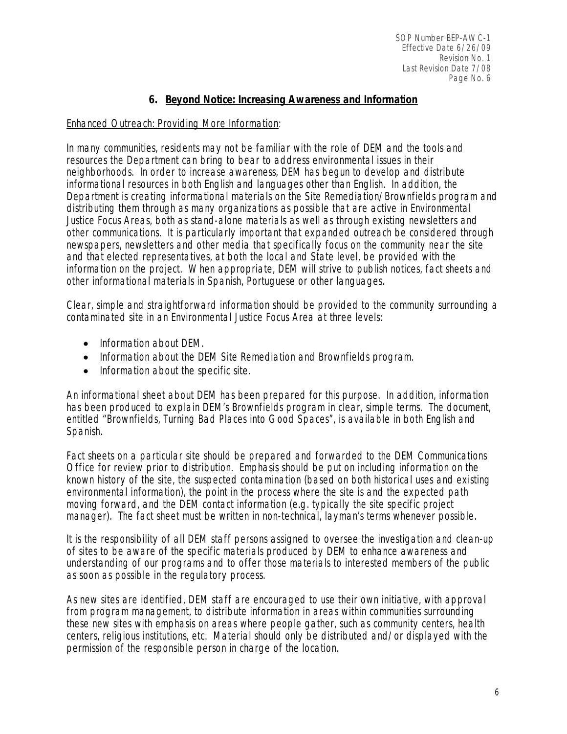## 6. Beyond Notice: Increasing Awareness and Information

Enhanced Outreach: Providing More Information:

In many communities, residents may not be familiar with the role of DEM and the tools and resources the Department can bring to bear to address environmental issues in their neighborhoods. In order to increase awareness, DEM has begun to develop and distribute informational resources in both English and languages other than English. In addition, the Department is creating informational materials on the Site Remediation/Brownfields program and distributing them through as many organizations as possible that are active in Environmental Justice Focus Areas, both as stand-alone materials as well as through existing newsletters and other communications. It is particularly important that expanded outreach be considered through newspapers, newsletters and other media that specifically focus on the community near the site and that elected representatives, at both the local and State level, be provided with the information on the project. When appropriate, DEM will strive to publish notices, fact sheets and other informational materials in Spanish, Portuguese or other languages.

Clear, simple and straightforward information should be provided to the community surrounding a contaminated site in an Environmental Justice Focus Area at three levels:

- Information about DEM.
- Information about the DEM Site Remediation and Brownfields program.
- Information about the specific site.

An informational sheet about DEM has been prepared for this purpose. In addition, information has been produced to explain DEM's Brownfields program in clear, simple terms. The document, entitled "Brownfields, Turning Bad Places into Good Spaces", is available in both English and Spanish.

Fact sheets on a particular site should be prepared and forwarded to the DEM Communications Office for review prior to distribution. Emphasis should be put on including information on the known history of the site, the suspected contamination (based on both historical uses and existing environmental information), the point in the process where the site is and the expected path moving forward, and the DEM contact information (e.g. typically the site specific project manager). The fact sheet must be written in non-technical, layman's terms whenever possible.

It is the responsibility of all DEM staff persons assigned to oversee the investigation and clean-up of sites to be aware of the specific materials produced by DEM to enhance awareness and understanding of our programs and to offer those materials to interested members of the public as soon as possible in the regulatory process.

As new sites are identified, DEM staff are encouraged to use their own initiative, with approval from program management, to distribute information in areas within communities surrounding these new sites with emphasis on areas where people gather, such as community centers, health centers, religious institutions, etc. Material should only be distributed and/or displayed with the permission of the responsible person in charge of the location.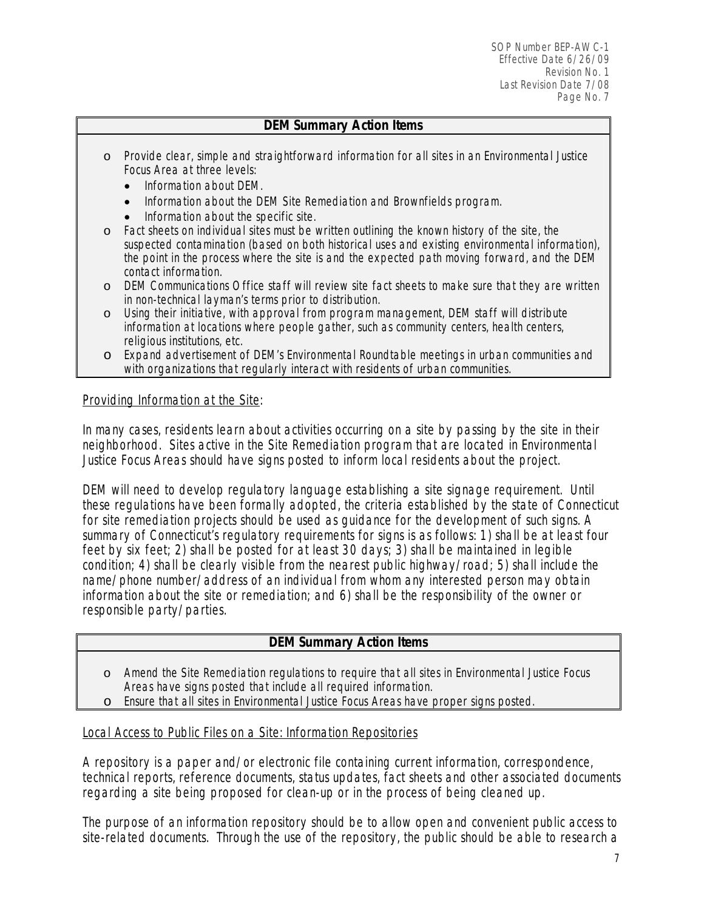**DEM Summary Action Items**

- Provide clear, simple and straightforward information for all sites in an Environmental Justice Focus Area at three levels:
  - Information about DEM.
  - Information about the DEM Site Remediation and Brownfields program.
  - Information about the specific site.
- Fact sheets on individual sites must be written outlining the known history of the site, the suspected contamination (based on both historical uses and existing environmental information), the point in the process where the site is and the expected path moving forward, and the DEM contact information.
- DEM Communications Office staff will review site fact sheets to make sure that they are written in non-technical layman's terms prior to distribution.
- Using their initiative, with approval from program management, DEM staff will distribute information at locations where people gather, such as community centers, health centers, religious institutions, etc.
- Expand advertisement of DEM's Environmental Roundtable meetings in urban communities and with organizations that regularly interact with residents of urban communities.

<u>Providing Information at the Site</u>:

In many cases, residents learn about activities occurring on a site by passing by the site in their neighborhood. Sites active in the Site Remediation program that are located in Environmental Justice Focus Areas should have signs posted to inform local residents about the project.

DEM will need to develop regulatory language establishing a site signage requirement. Until these regulations have been formally adopted, the criteria established by the state of Connecticut for site remediation projects should be used as guidance for the development of such signs. A summary of Connecticut's regulatory requirements for signs is as follows: 1) shall be at least four feet by six feet; 2) shall be posted for at least 30 days; 3) shall be maintained in legible condition; 4) shall be clearly visible from the nearest public highway/road; 5) shall include the name/phone number/address of an individual from whom any interested person may obtain information about the site or remediation; and 6) shall be the responsibility of the owner or responsible party/parties.

**DEM Summary Action Items**

- Amend the Site Remediation regulations to require that all sites in Environmental Justice Focus Areas have signs posted that include all required information.
- Ensure that all sites in Environmental Justice Focus Areas have proper signs posted.

<u>Local Access to Public Files on a Site: Information Repositories</u>

A repository is a paper and/or electronic file containing current information, correspondence, technical reports, reference documents, status updates, fact sheets and other associated documents regarding a site being proposed for clean-up or in the process of being cleaned up.

The purpose of an information repository should be to allow open and convenient public access to site-related documents. Through the use of the repository, the public should be able to research a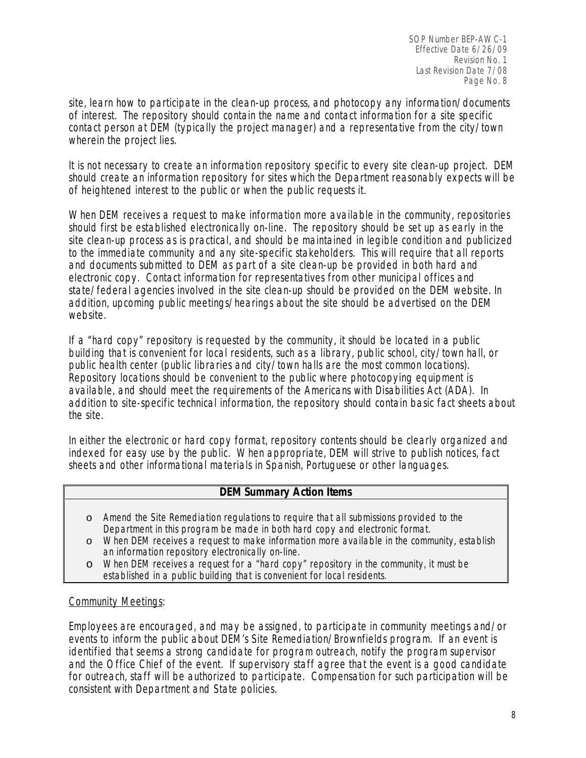site, learn how to participate in the clean-up process, and photocopy any information/documents of interest. The repository should contain the name and contact information for a site specific contact person at DEM (typically the project manager) and a representative from the city/town wherein the project lies.

It is not necessary to create an information repository specific to every site clean-up project. DEM should create an information repository for sites which the Department reasonably expects will be of heightened interest to the public or when the public requests it.

When DEM receives a request to make information more available in the community, repositories should first be established electronically on-line. The repository should be set up as early in the site clean-up process as is practical, and should be maintained in legible condition and publicized to the immediate community and any site-specific stakeholders. This will require that all reports and documents submitted to DEM as part of a site clean-up be provided in both hard and electronic copy. Contact information for representatives from other municipal offices and state/federal agencies involved in the site clean-up should be provided on the DEM website. In addition, upcoming public meetings/hearings about the site should be advertised on the DEM website.

If a "hard copy" repository is requested by the community, it should be located in a public building that is convenient for local residents, such as a library, public school, city/town hall, or public health center (public libraries and city/town halls are the most common locations). Repository locations should be convenient to the public where photocopying equipment is available, and should meet the requirements of the Americans with Disabilities Act (ADA). In addition to site-specific technical information, the repository should contain basic fact sheets about the site.

In either the electronic or hard copy format, repository contents should be clearly organized and indexed for easy use by the public. When appropriate, DEM will strive to publish notices, fact sheets and other informational materials in Spanish, Portuguese or other languages.

| **DEM Summary Action Items** |
|---|
| o Amend the Site Remediation regulations to require that all submissions provided to the Department in this program be made in both hard copy and electronic format.<br>o When DEM receives a request to make information more available in the community, establish an information repository electronically on-line.<br>o When DEM receives a request for a "hard copy" repository in the community, it must be established in a public building that is convenient for local residents. |

Community Meetings:

Employees are encouraged, and may be assigned, to participate in community meetings and/or events to inform the public about DEM's Site Remediation/Brownfields program. If an event is identified that seems a strong candidate for program outreach, notify the program supervisor and the Office Chief of the event. If supervisory staff agree that the event is a good candidate for outreach, staff will be authorized to participate. Compensation for such participation will be consistent with Department and State policies.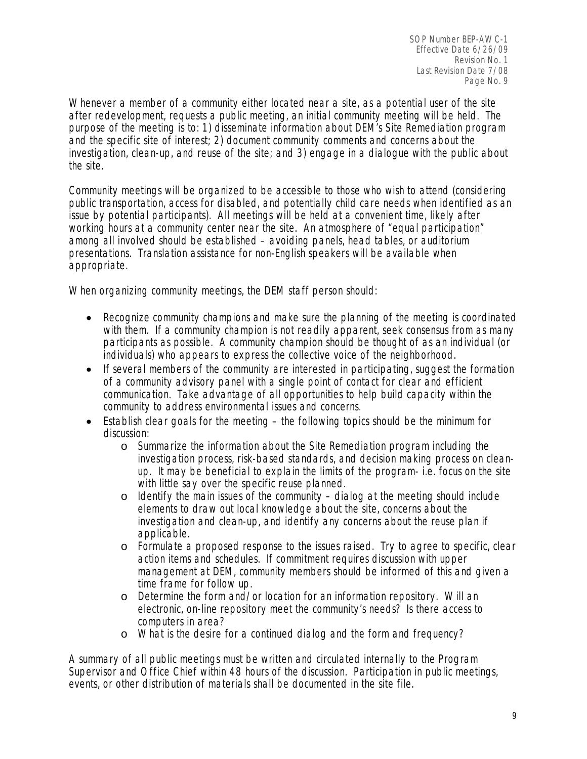Whenever a member of a community either located near a site, as a potential user of the site after redevelopment, requests a public meeting, an initial community meeting will be held. The purpose of the meeting is to: 1) disseminate information about DEM's Site Remediation program and the specific site of interest; 2) document community comments and concerns about the investigation, clean-up, and reuse of the site; and 3) engage in a dialogue with the public about the site.

Community meetings will be organized to be accessible to those who wish to attend (considering public transportation, access for disabled, and potentially child care needs when identified as an issue by potential participants). All meetings will be held at a convenient time, likely after working hours at a community center near the site. An atmosphere of "equal participation" among all involved should be established – avoiding panels, head tables, or auditorium presentations. Translation assistance for non-English speakers will be available when appropriate.

When organizing community meetings, the DEM staff person should:

- Recognize community champions and make sure the planning of the meeting is coordinated with them. If a community champion is not readily apparent, seek consensus from as many participants as possible. A community champion should be thought of as an individual (or individuals) who appears to express the collective voice of the neighborhood.
- If several members of the community are interested in participating, suggest the formation of a community advisory panel with a single point of contact for clear and efficient communication. Take advantage of all opportunities to help build capacity within the community to address environmental issues and concerns.
- Establish clear goals for the meeting – the following topics should be the minimum for discussion:
    - Summarize the information about the Site Remediation program including the investigation process, risk-based standards, and decision making process on clean-up. It may be beneficial to explain the limits of the program- i.e. focus on the site with little say over the specific reuse planned.
    - Identify the main issues of the community – dialog at the meeting should include elements to draw out local knowledge about the site, concerns about the investigation and clean-up, and identify any concerns about the reuse plan if applicable.
    - Formulate a proposed response to the issues raised. Try to agree to specific, clear action items and schedules. If commitment requires discussion with upper management at DEM, community members should be informed of this and given a time frame for follow up.
    - Determine the form and/or location for an information repository. Will an electronic, on-line repository meet the community's needs? Is there access to computers in area?
    - What is the desire for a continued dialog and the form and frequency?

A summary of all public meetings must be written and circulated internally to the Program Supervisor and Office Chief within 48 hours of the discussion. Participation in public meetings, events, or other distribution of materials shall be documented in the site file.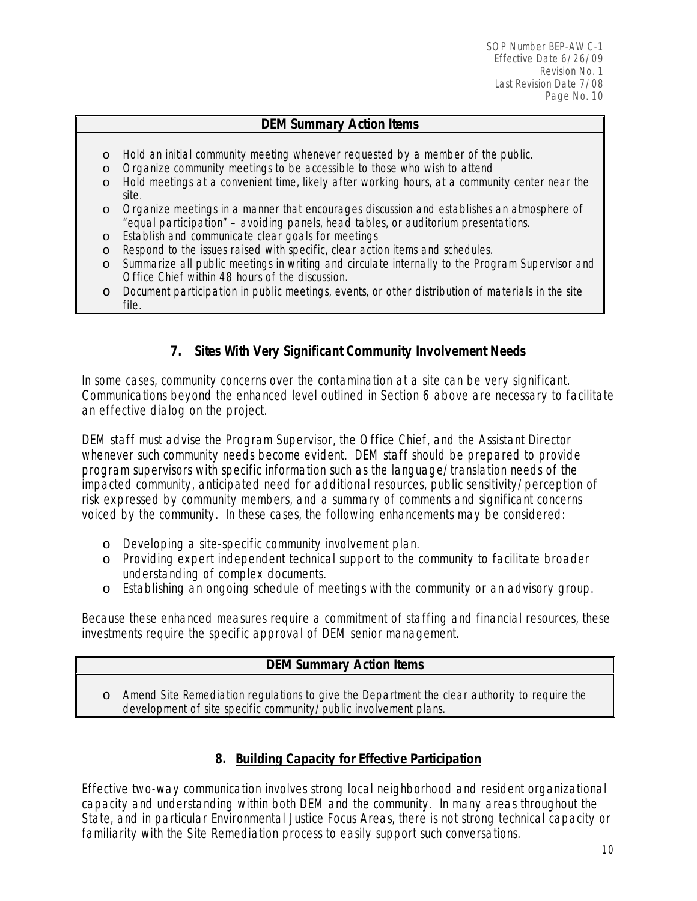| DEM Summary Action Items |
| --- |
| o Hold an initial community meeting whenever requested by a member of the public.<br>o Organize community meetings to be accessible to those who wish to attend<br>o Hold meetings at a convenient time, likely after working hours, at a community center near the site.<br>o Organize meetings in a manner that encourages discussion and establishes an atmosphere of "equal participation" – avoiding panels, head tables, or auditorium presentations.<br>o Establish and communicate clear goals for meetings<br>o Respond to the issues raised with specific, clear action items and schedules.<br>o Summarize all public meetings in writing and circulate internally to the Program Supervisor and Office Chief within 48 hours of the discussion.<br>o Document participation in public meetings, events, or other distribution of materials in the site file. |

## 7. Sites With Very Significant Community Involvement Needs

In some cases, community concerns over the contamination at a site can be very significant. Communications beyond the enhanced level outlined in Section 6 above are necessary to facilitate an effective dialog on the project.

DEM staff must advise the Program Supervisor, the Office Chief, and the Assistant Director whenever such community needs become evident. DEM staff should be prepared to provide program supervisors with specific information such as the language/translation needs of the impacted community, anticipated need for additional resources, public sensitivity/perception of risk expressed by community members, and a summary of comments and significant concerns voiced by the community. In these cases, the following enhancements may be considered:

- o Developing a site-specific community involvement plan.
- o Providing expert independent technical support to the community to facilitate broader understanding of complex documents.
- o Establishing an ongoing schedule of meetings with the community or an advisory group.

Because these enhanced measures require a commitment of staffing and financial resources, these investments require the specific approval of DEM senior management.

| DEM Summary Action Items |
| --- |
| o Amend Site Remediation regulations to give the Department the clear authority to require the development of site specific community/public involvement plans. |

## 8. Building Capacity for Effective Participation

Effective two-way communication involves strong local neighborhood and resident organizational capacity and understanding within both DEM and the community. In many areas throughout the State, and in particular Environmental Justice Focus Areas, there is not strong technical capacity or familiarity with the Site Remediation process to easily support such conversations.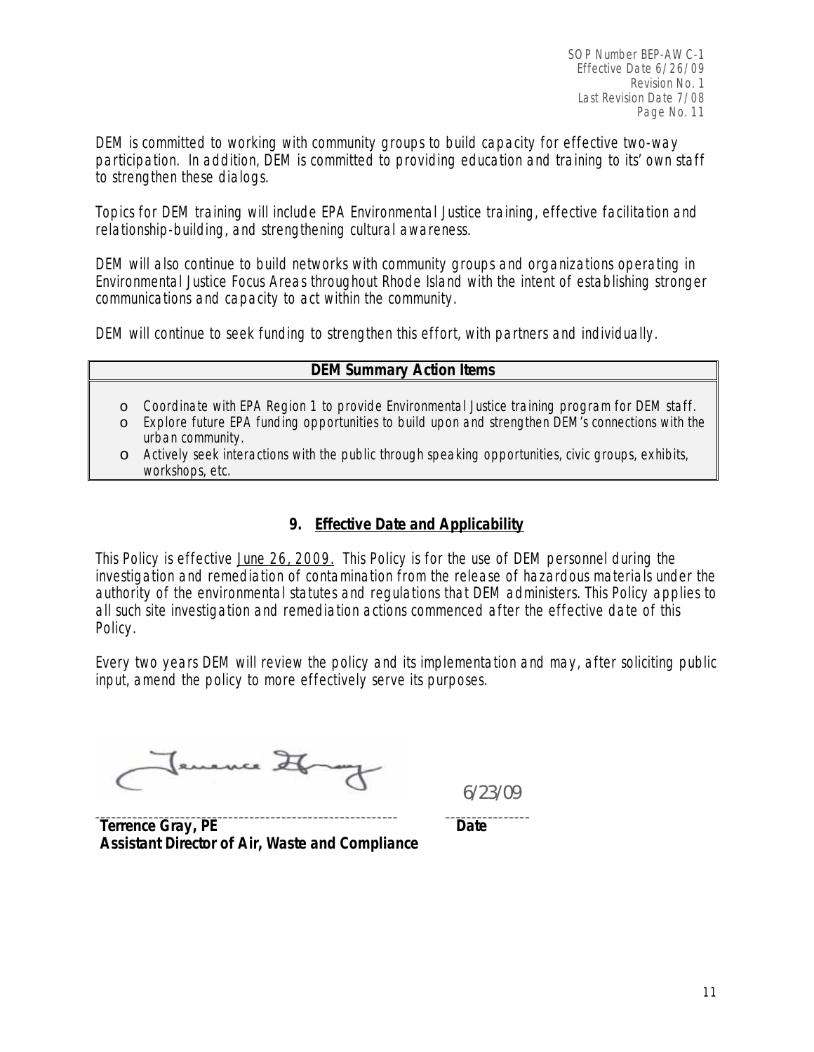DEM is committed to working with community groups to build capacity for effective two-way participation. In addition, DEM is committed to providing education and training to its' own staff to strengthen these dialogs.

Topics for DEM training will include EPA Environmental Justice training, effective facilitation and relationship-building, and strengthening cultural awareness.

DEM will also continue to build networks with community groups and organizations operating in Environmental Justice Focus Areas throughout Rhode Island with the intent of establishing stronger communications and capacity to act within the community.

DEM will continue to seek funding to strengthen this effort, with partners and individually.

| **DEM Summary Action Items** |
| --- |
| o Coordinate with EPA Region 1 to provide Environmental Justice training program for DEM staff.<br>o Explore future EPA funding opportunities to build upon and strengthen DEM's connections with the urban community.<br>o Actively seek interactions with the public through speaking opportunities, civic groups, exhibits, workshops, etc. |

## 9. Effective Date and Applicability

This Policy is effective June 26, 2009. This Policy is for the use of DEM personnel during the investigation and remediation of contamination from the release of hazardous materials under the authority of the environmental statutes and regulations that DEM administers. This Policy applies to all such site investigation and remediation actions commenced after the effective date of this Policy.

Every two years DEM will review the policy and its implementation and may, after soliciting public input, amend the policy to more effectively serve its purposes.

6/23/09

**Terrence Gray, PE** — **Date**
**Assistant Director of Air, Waste and Compliance**